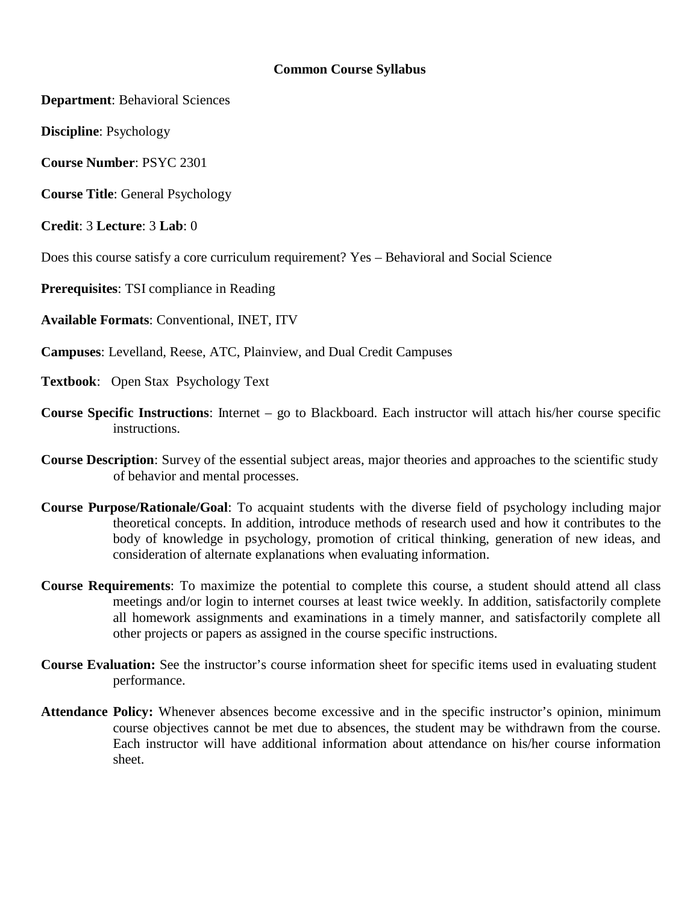# Common Course Syllabus

**Department**: Behavioral Sciences

**Discipline**: Psychology

**Course Number**: PSYC 2301

**Course Title**: General Psychology

**Credit**: 3 **Lecture**: 3 **Lab**: 0

Does this course satisfy a core curriculum requirement? Yes – Behavioral and Social Science

**Prerequisites**: TSI compliance in Reading

**Available Formats**: Conventional, INET, ITV

**Campuses**: Levelland, Reese, ATC, Plainview, and Dual Credit Campuses

**Textbook**: Open Stax Psychology Text

**Course Specific Instructions**: Internet – go to Blackboard. Each instructor will attach his/her course specific instructions.

**Course Description**: Survey of the essential subject areas, major theories and approaches to the scientific study of behavior and mental processes.

**Course Purpose/Rationale/Goal**: To acquaint students with the diverse field of psychology including major theoretical concepts. In addition, introduce methods of research used and how it contributes to the body of knowledge in psychology, promotion of critical thinking, generation of new ideas, and consideration of alternate explanations when evaluating information.

**Course Requirements**: To maximize the potential to complete this course, a student should attend all class meetings and/or login to internet courses at least twice weekly. In addition, satisfactorily complete all homework assignments and examinations in a timely manner, and satisfactorily complete all other projects or papers as assigned in the course specific instructions.

**Course Evaluation:** See the instructor's course information sheet for specific items used in evaluating student performance.

**Attendance Policy:** Whenever absences become excessive and in the specific instructor's opinion, minimum course objectives cannot be met due to absences, the student may be withdrawn from the course. Each instructor will have additional information about attendance on his/her course information sheet.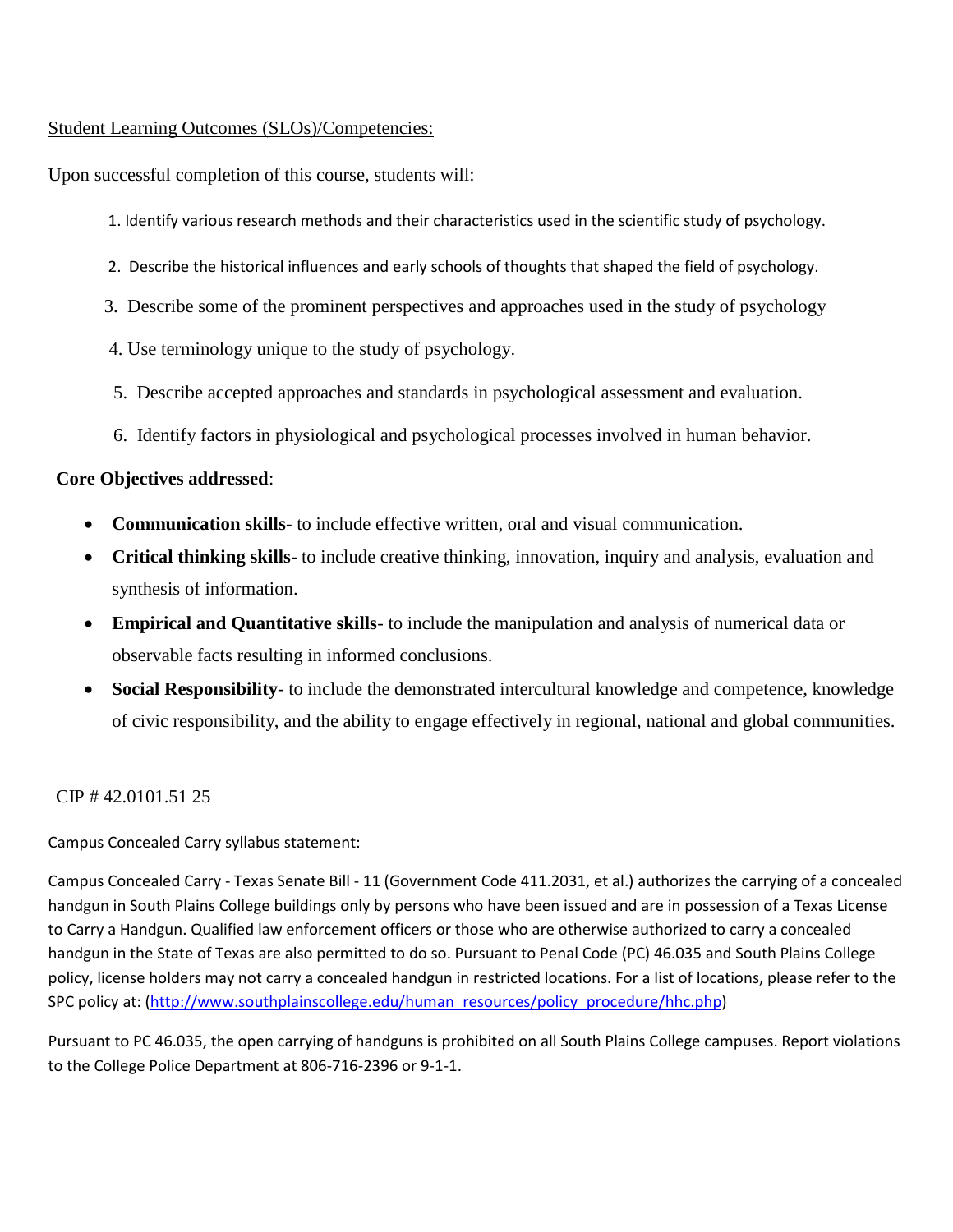Student Learning Outcomes (SLOs)/Competencies:

Upon successful completion of this course, students will:

1. Identify various research methods and their characteristics used in the scientific study of psychology.
2. Describe the historical influences and early schools of thoughts that shaped the field of psychology.
3. Describe some of the prominent perspectives and approaches used in the study of psychology
4. Use terminology unique to the study of psychology.
5. Describe accepted approaches and standards in psychological assessment and evaluation.
6. Identify factors in physiological and psychological processes involved in human behavior.

**Core Objectives addressed**:

- **Communication skills**- to include effective written, oral and visual communication.
- **Critical thinking skills**- to include creative thinking, innovation, inquiry and analysis, evaluation and synthesis of information.
- **Empirical and Quantitative skills**- to include the manipulation and analysis of numerical data or observable facts resulting in informed conclusions.
- **Social Responsibility**- to include the demonstrated intercultural knowledge and competence, knowledge of civic responsibility, and the ability to engage effectively in regional, national and global communities.

CIP # 42.0101.51 25

Campus Concealed Carry syllabus statement:

Campus Concealed Carry - Texas Senate Bill - 11 (Government Code 411.2031, et al.) authorizes the carrying of a concealed handgun in South Plains College buildings only by persons who have been issued and are in possession of a Texas License to Carry a Handgun. Qualified law enforcement officers or those who are otherwise authorized to carry a concealed handgun in the State of Texas are also permitted to do so. Pursuant to Penal Code (PC) 46.035 and South Plains College policy, license holders may not carry a concealed handgun in restricted locations. For a list of locations, please refer to the SPC policy at: (http://www.southplainscollege.edu/human_resources/policy_procedure/hhc.php)

Pursuant to PC 46.035, the open carrying of handguns is prohibited on all South Plains College campuses. Report violations to the College Police Department at 806-716-2396 or 9-1-1.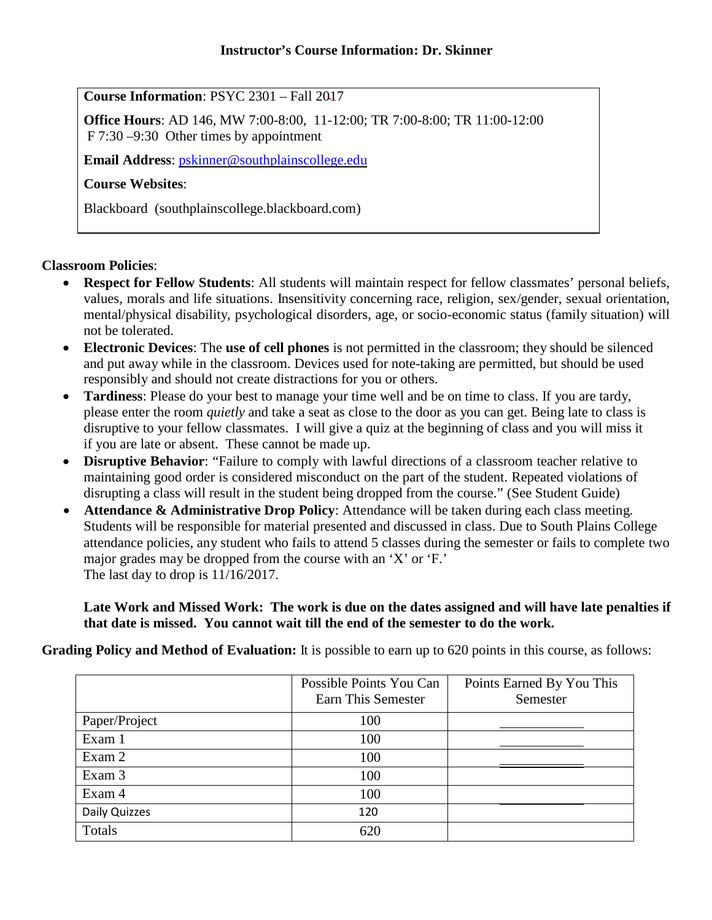**Instructor's Course Information: Dr. Skinner**

**Course Information**: PSYC 2301 – Fall 2017

**Office Hours**: AD 146, MW 7:00-8:00, 11-12:00; TR 7:00-8:00; TR 11:00-12:00
F 7:30 –9:30 Other times by appointment

**Email Address**: pskinner@southplainscollege.edu

**Course Websites**:

Blackboard (southplainscollege.blackboard.com)

**Classroom Policies**:

- **Respect for Fellow Students**: All students will maintain respect for fellow classmates' personal beliefs, values, morals and life situations. Insensitivity concerning race, religion, sex/gender, sexual orientation, mental/physical disability, psychological disorders, age, or socio-economic status (family situation) will not be tolerated.
- **Electronic Devices**: The **use of cell phones** is not permitted in the classroom; they should be silenced and put away while in the classroom. Devices used for note-taking are permitted, but should be used responsibly and should not create distractions for you or others.
- **Tardiness**: Please do your best to manage your time well and be on time to class. If you are tardy, please enter the room *quietly* and take a seat as close to the door as you can get. Being late to class is disruptive to your fellow classmates. I will give a quiz at the beginning of class and you will miss it if you are late or absent. These cannot be made up.
- **Disruptive Behavior**: "Failure to comply with lawful directions of a classroom teacher relative to maintaining good order is considered misconduct on the part of the student. Repeated violations of disrupting a class will result in the student being dropped from the course." (See Student Guide)
- **Attendance & Administrative Drop Policy**: Attendance will be taken during each class meeting. Students will be responsible for material presented and discussed in class. Due to South Plains College attendance policies, any student who fails to attend 5 classes during the semester or fails to complete two major grades may be dropped from the course with an 'X' or 'F.'
  The last day to drop is 11/16/2017.

  **Late Work and Missed Work: The work is due on the dates assigned and will have late penalties if that date is missed. You cannot wait till the end of the semester to do the work.**

**Grading Policy and Method of Evaluation:** It is possible to earn up to 620 points in this course, as follows:

| | Possible Points You Can Earn This Semester | Points Earned By You This Semester |
|---|---|---|
| Paper/Project | 100 | ___________ |
| Exam 1 | 100 | ___________ |
| Exam 2 | 100 | ___________ |
| Exam 3 | 100 | |
| Exam 4 | 100 | ___________ |
| Daily Quizzes | 120 | |
| Totals | 620 | |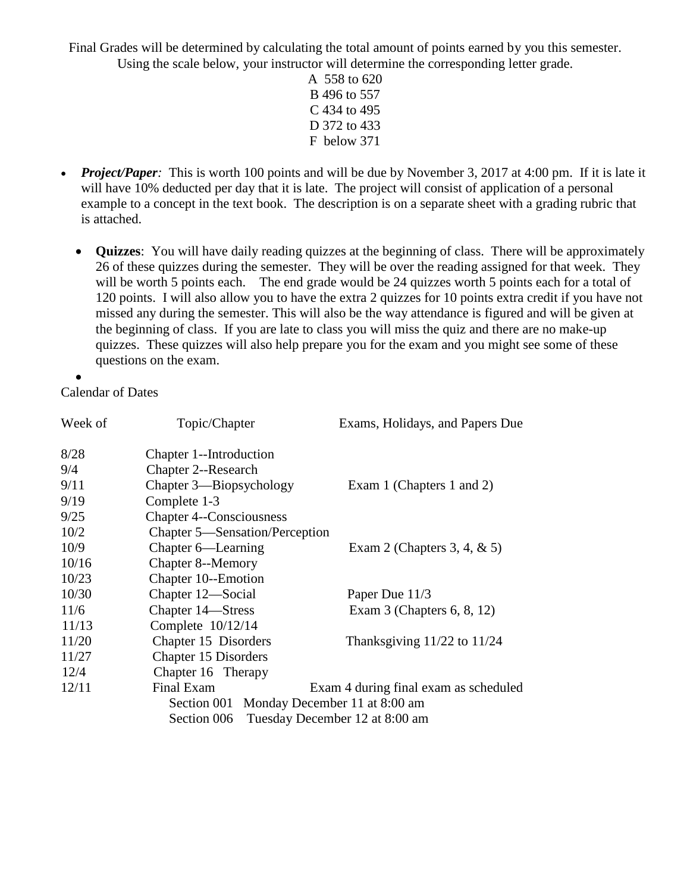Final Grades will be determined by calculating the total amount of points earned by you this semester. Using the scale below, your instructor will determine the corresponding letter grade.

A 558 to 620
B 496 to 557
C 434 to 495
D 372 to 433
F below 371

- ***Project/Paper**:* This is worth 100 points and will be due by November 3, 2017 at 4:00 pm. If it is late it will have 10% deducted per day that it is late. The project will consist of application of a personal example to a concept in the text book. The description is on a separate sheet with a grading rubric that is attached.

  - **Quizzes**: You will have daily reading quizzes at the beginning of class. There will be approximately 26 of these quizzes during the semester. They will be over the reading assigned for that week. They will be worth 5 points each. The end grade would be 24 quizzes worth 5 points each for a total of 120 points. I will also allow you to have the extra 2 quizzes for 10 points extra credit if you have not missed any during the semester. This will also be the way attendance is figured and will be given at the beginning of class. If you are late to class you will miss the quiz and there are no make-up quizzes. These quizzes will also help prepare you for the exam and you might see some of these questions on the exam.

Calendar of Dates

| Week of | Topic/Chapter | Exams, Holidays, and Papers Due |
|---|---|---|
| 8/28 | Chapter 1--Introduction | |
| 9/4 | Chapter 2--Research | |
| 9/11 | Chapter 3—Biopsychology | Exam 1 (Chapters 1 and 2) |
| 9/19 | Complete 1-3 | |
| 9/25 | Chapter 4--Consciousness | |
| 10/2 | Chapter 5—Sensation/Perception | |
| 10/9 | Chapter 6—Learning | Exam 2 (Chapters 3, 4, & 5) |
| 10/16 | Chapter 8--Memory | |
| 10/23 | Chapter 10--Emotion | |
| 10/30 | Chapter 12—Social | Paper Due 11/3 |
| 11/6 | Chapter 14—Stress | Exam 3 (Chapters 6, 8, 12) |
| 11/13 | Complete 10/12/14 | |
| 11/20 | Chapter 15 Disorders | Thanksgiving 11/22 to 11/24 |
| 11/27 | Chapter 15 Disorders | |
| 12/4 | Chapter 16 Therapy | |
| 12/11 | Final Exam | Exam 4 during final exam as scheduled |

Section 001 Monday December 11 at 8:00 am
Section 006 Tuesday December 12 at 8:00 am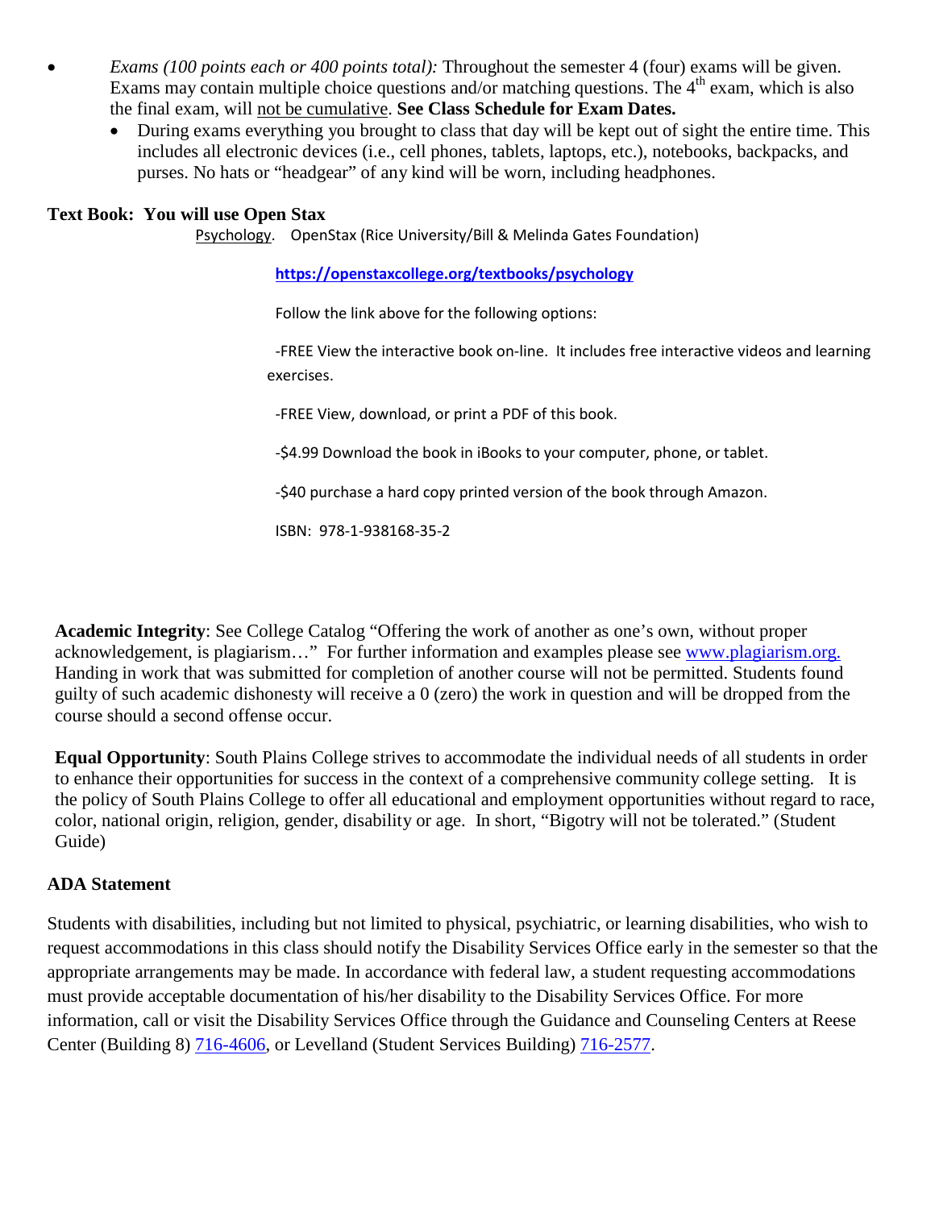- *Exams (100 points each or 400 points total):* Throughout the semester 4 (four) exams will be given. Exams may contain multiple choice questions and/or matching questions. The 4th exam, which is also the final exam, will not be cumulative. **See Class Schedule for Exam Dates.**
  - During exams everything you brought to class that day will be kept out of sight the entire time. This includes all electronic devices (i.e., cell phones, tablets, laptops, etc.), notebooks, backpacks, and purses. No hats or "headgear" of any kind will be worn, including headphones.

**Text Book: You will use Open Stax**

Psychology. OpenStax (Rice University/Bill & Melinda Gates Foundation)

**https://openstaxcollege.org/textbooks/psychology**

Follow the link above for the following options:

-FREE View the interactive book on-line. It includes free interactive videos and learning exercises.

-FREE View, download, or print a PDF of this book.

-$4.99 Download the book in iBooks to your computer, phone, or tablet.

-$40 purchase a hard copy printed version of the book through Amazon.

ISBN: 978-1-938168-35-2

**Academic Integrity**: See College Catalog "Offering the work of another as one's own, without proper acknowledgement, is plagiarism…" For further information and examples please see www.plagiarism.org. Handing in work that was submitted for completion of another course will not be permitted. Students found guilty of such academic dishonesty will receive a 0 (zero) the work in question and will be dropped from the course should a second offense occur.

**Equal Opportunity**: South Plains College strives to accommodate the individual needs of all students in order to enhance their opportunities for success in the context of a comprehensive community college setting. It is the policy of South Plains College to offer all educational and employment opportunities without regard to race, color, national origin, religion, gender, disability or age. In short, "Bigotry will not be tolerated." (Student Guide)

**ADA Statement**

Students with disabilities, including but not limited to physical, psychiatric, or learning disabilities, who wish to request accommodations in this class should notify the Disability Services Office early in the semester so that the appropriate arrangements may be made. In accordance with federal law, a student requesting accommodations must provide acceptable documentation of his/her disability to the Disability Services Office. For more information, call or visit the Disability Services Office through the Guidance and Counseling Centers at Reese Center (Building 8) 716-4606, or Levelland (Student Services Building) 716-2577.